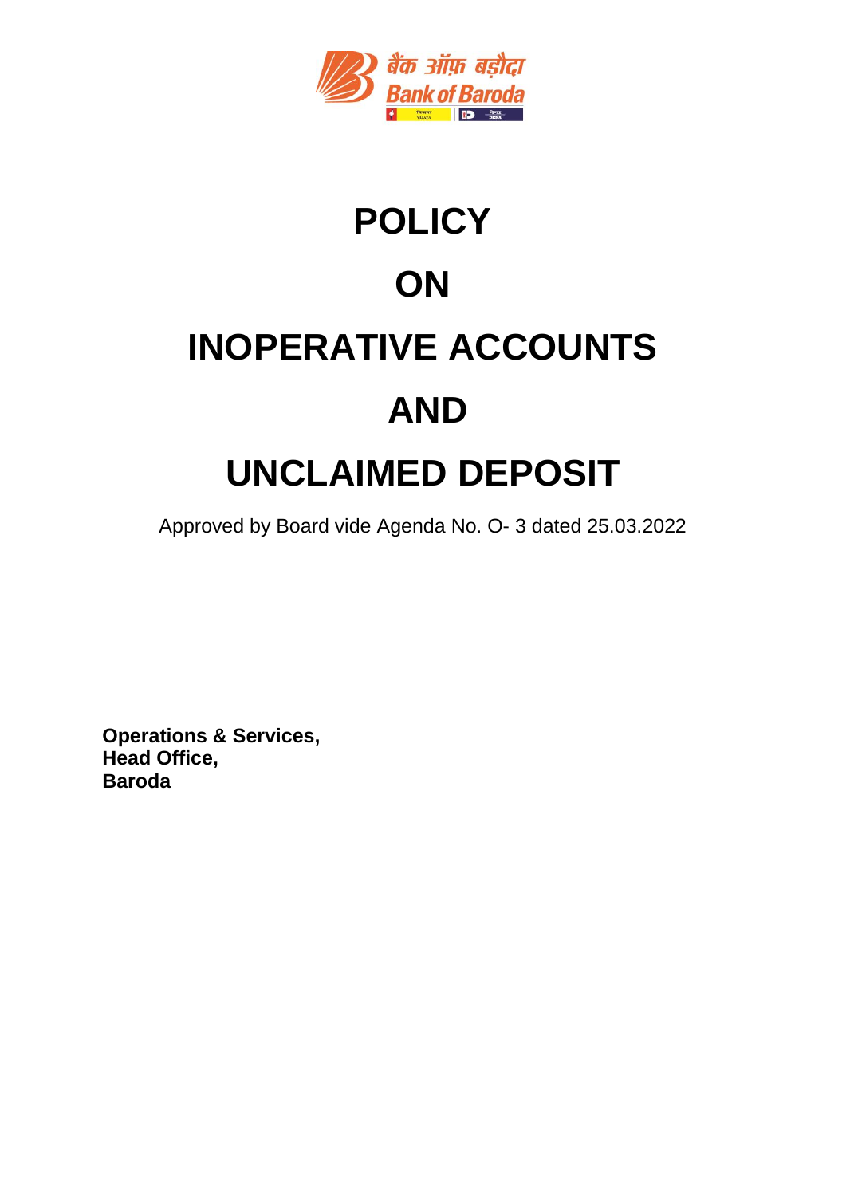बैंक ऑफ़ बड़ौदा
Bank of Baroda

# POLICY

# ON

# INOPERATIVE ACCOUNTS

# AND

# UNCLAIMED DEPOSIT

Approved by Board vide Agenda No. O- 3 dated 25.03.2022

**Operations & Services,**
**Head Office,**
**Baroda**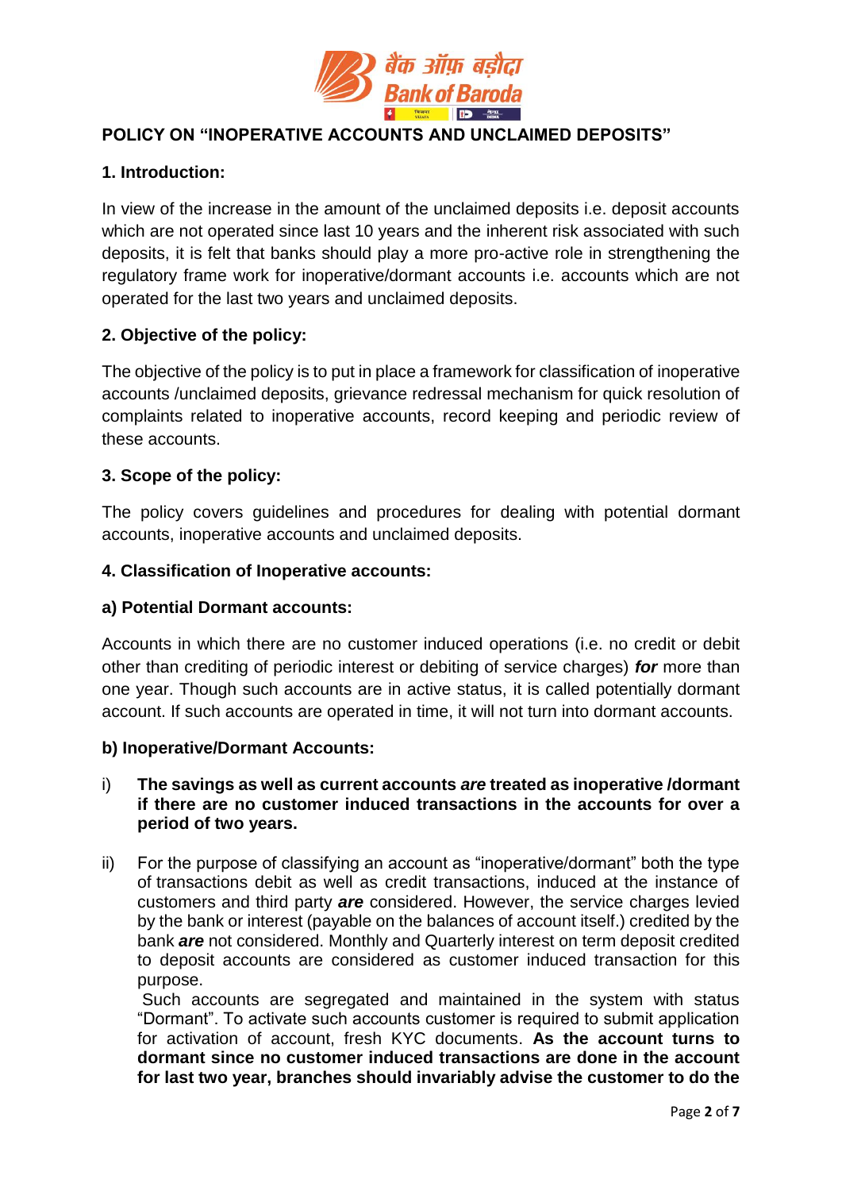## POLICY ON "INOPERATIVE ACCOUNTS AND UNCLAIMED DEPOSITS"

### 1. Introduction:

In view of the increase in the amount of the unclaimed deposits i.e. deposit accounts which are not operated since last 10 years and the inherent risk associated with such deposits, it is felt that banks should play a more pro-active role in strengthening the regulatory frame work for inoperative/dormant accounts i.e. accounts which are not operated for the last two years and unclaimed deposits.

### 2. Objective of the policy:

The objective of the policy is to put in place a framework for classification of inoperative accounts /unclaimed deposits, grievance redressal mechanism for quick resolution of complaints related to inoperative accounts, record keeping and periodic review of these accounts.

### 3. Scope of the policy:

The policy covers guidelines and procedures for dealing with potential dormant accounts, inoperative accounts and unclaimed deposits.

### 4. Classification of Inoperative accounts:

#### a) Potential Dormant accounts:

Accounts in which there are no customer induced operations (i.e. no credit or debit other than crediting of periodic interest or debiting of service charges) ***for*** more than one year. Though such accounts are in active status, it is called potentially dormant account. If such accounts are operated in time, it will not turn into dormant accounts.

#### b) Inoperative/Dormant Accounts:

i) **The savings as well as current accounts *are* treated as inoperative /dormant if there are no customer induced transactions in the accounts for over a period of two years.**

ii) For the purpose of classifying an account as "inoperative/dormant" both the type of transactions debit as well as credit transactions, induced at the instance of customers and third party ***are*** considered. However, the service charges levied by the bank or interest (payable on the balances of account itself.) credited by the bank ***are*** not considered. Monthly and Quarterly interest on term deposit credited to deposit accounts are considered as customer induced transaction for this purpose.

Such accounts are segregated and maintained in the system with status "Dormant". To activate such accounts customer is required to submit application for activation of account, fresh KYC documents. **As the account turns to dormant since no customer induced transactions are done in the account for last two year, branches should invariably advise the customer to do the**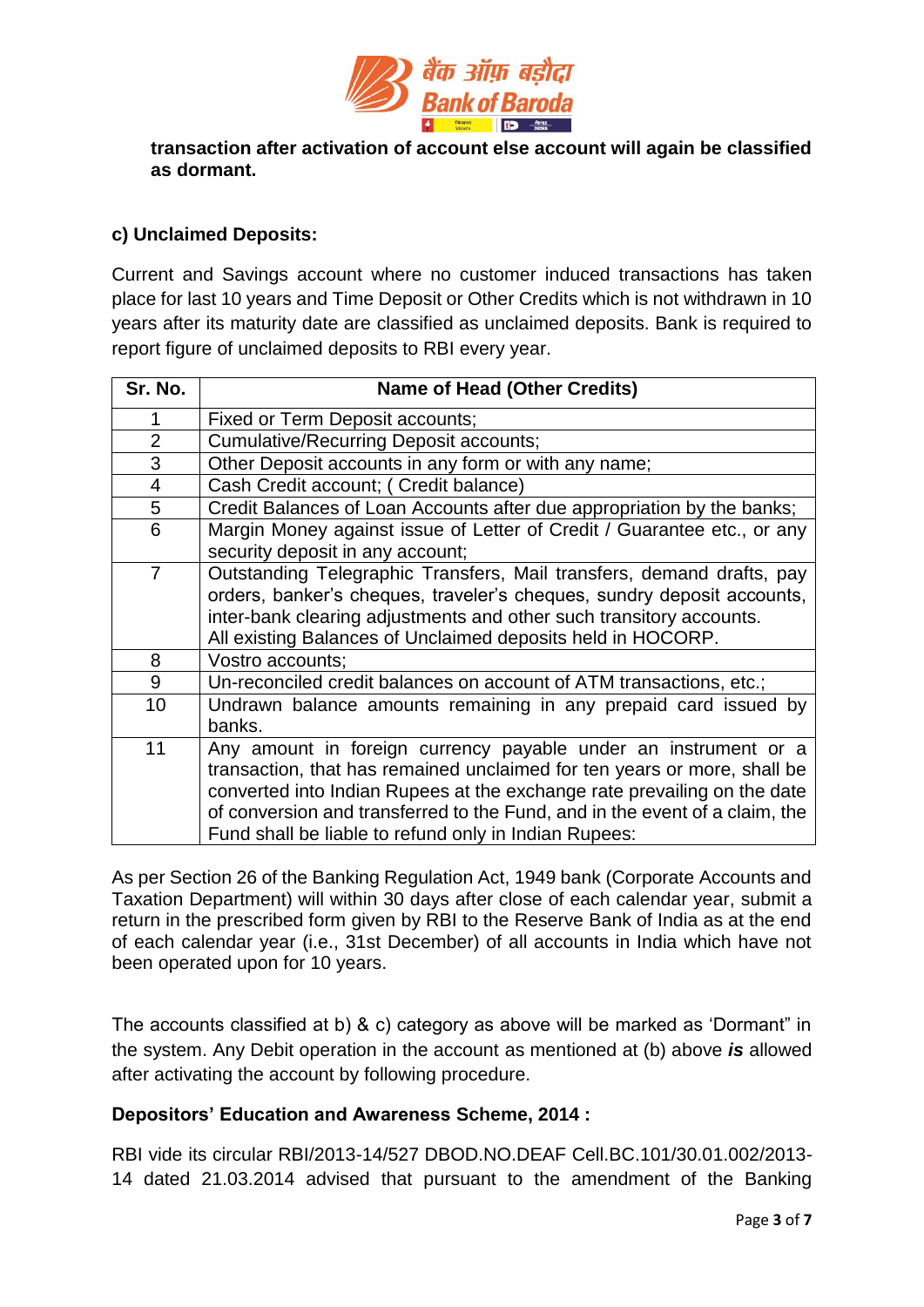**transaction after activation of account else account will again be classified as dormant.**

**c) Unclaimed Deposits:**

Current and Savings account where no customer induced transactions has taken place for last 10 years and Time Deposit or Other Credits which is not withdrawn in 10 years after its maturity date are classified as unclaimed deposits. Bank is required to report figure of unclaimed deposits to RBI every year.

| Sr. No. | Name of Head (Other Credits) |
|---|---|
| 1 | Fixed or Term Deposit accounts; |
| 2 | Cumulative/Recurring Deposit accounts; |
| 3 | Other Deposit accounts in any form or with any name; |
| 4 | Cash Credit account; ( Credit balance) |
| 5 | Credit Balances of Loan Accounts after due appropriation by the banks; |
| 6 | Margin Money against issue of Letter of Credit / Guarantee etc., or any security deposit in any account; |
| 7 | Outstanding Telegraphic Transfers, Mail transfers, demand drafts, pay orders, banker's cheques, traveler's cheques, sundry deposit accounts, inter-bank clearing adjustments and other such transitory accounts. All existing Balances of Unclaimed deposits held in HOCORP. |
| 8 | Vostro accounts; |
| 9 | Un-reconciled credit balances on account of ATM transactions, etc.; |
| 10 | Undrawn balance amounts remaining in any prepaid card issued by banks. |
| 11 | Any amount in foreign currency payable under an instrument or a transaction, that has remained unclaimed for ten years or more, shall be converted into Indian Rupees at the exchange rate prevailing on the date of conversion and transferred to the Fund, and in the event of a claim, the Fund shall be liable to refund only in Indian Rupees: |

As per Section 26 of the Banking Regulation Act, 1949 bank (Corporate Accounts and Taxation Department) will within 30 days after close of each calendar year, submit a return in the prescribed form given by RBI to the Reserve Bank of India as at the end of each calendar year (i.e., 31st December) of all accounts in India which have not been operated upon for 10 years.

The accounts classified at b) & c) category as above will be marked as 'Dormant" in the system. Any Debit operation in the account as mentioned at (b) above ***is*** allowed after activating the account by following procedure.

**Depositors' Education and Awareness Scheme, 2014 :**

RBI vide its circular RBI/2013-14/527 DBOD.NO.DEAF Cell.BC.101/30.01.002/2013-14 dated 21.03.2014 advised that pursuant to the amendment of the Banking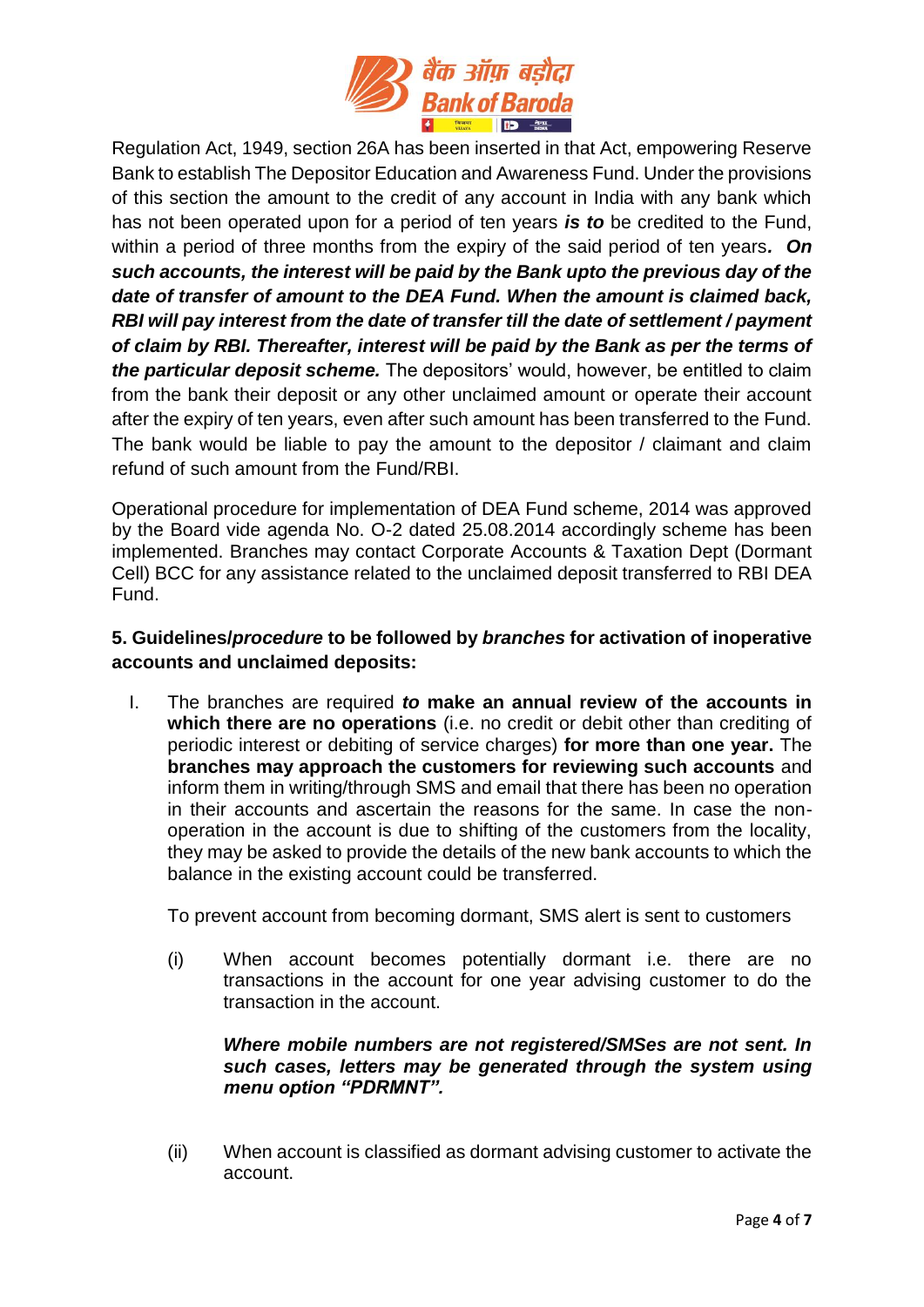Regulation Act, 1949, section 26A has been inserted in that Act, empowering Reserve Bank to establish The Depositor Education and Awareness Fund. Under the provisions of this section the amount to the credit of any account in India with any bank which has not been operated upon for a period of ten years ***is to*** be credited to the Fund, within a period of three months from the expiry of the said period of ten years***. On such accounts, the interest will be paid by the Bank upto the previous day of the date of transfer of amount to the DEA Fund. When the amount is claimed back, RBI will pay interest from the date of transfer till the date of settlement / payment of claim by RBI. Thereafter, interest will be paid by the Bank as per the terms of the particular deposit scheme.*** The depositors' would, however, be entitled to claim from the bank their deposit or any other unclaimed amount or operate their account after the expiry of ten years, even after such amount has been transferred to the Fund. The bank would be liable to pay the amount to the depositor / claimant and claim refund of such amount from the Fund/RBI.

Operational procedure for implementation of DEA Fund scheme, 2014 was approved by the Board vide agenda No. O-2 dated 25.08.2014 accordingly scheme has been implemented. Branches may contact Corporate Accounts & Taxation Dept (Dormant Cell) BCC for any assistance related to the unclaimed deposit transferred to RBI DEA Fund.

**5. Guidelines/*procedure* to be followed by *branches* for activation of inoperative accounts and unclaimed deposits:**

I. The branches are required ***to*** **make an annual review of the accounts in which there are no operations** (i.e. no credit or debit other than crediting of periodic interest or debiting of service charges) **for more than one year.** The **branches may approach the customers for reviewing such accounts** and inform them in writing/through SMS and email that there has been no operation in their accounts and ascertain the reasons for the same. In case the non-operation in the account is due to shifting of the customers from the locality, they may be asked to provide the details of the new bank accounts to which the balance in the existing account could be transferred.

   To prevent account from becoming dormant, SMS alert is sent to customers

   (i) When account becomes potentially dormant i.e. there are no transactions in the account for one year advising customer to do the transaction in the account.

   ***Where mobile numbers are not registered/SMSes are not sent. In such cases, letters may be generated through the system using menu option "PDRMNT".***

   (ii) When account is classified as dormant advising customer to activate the account.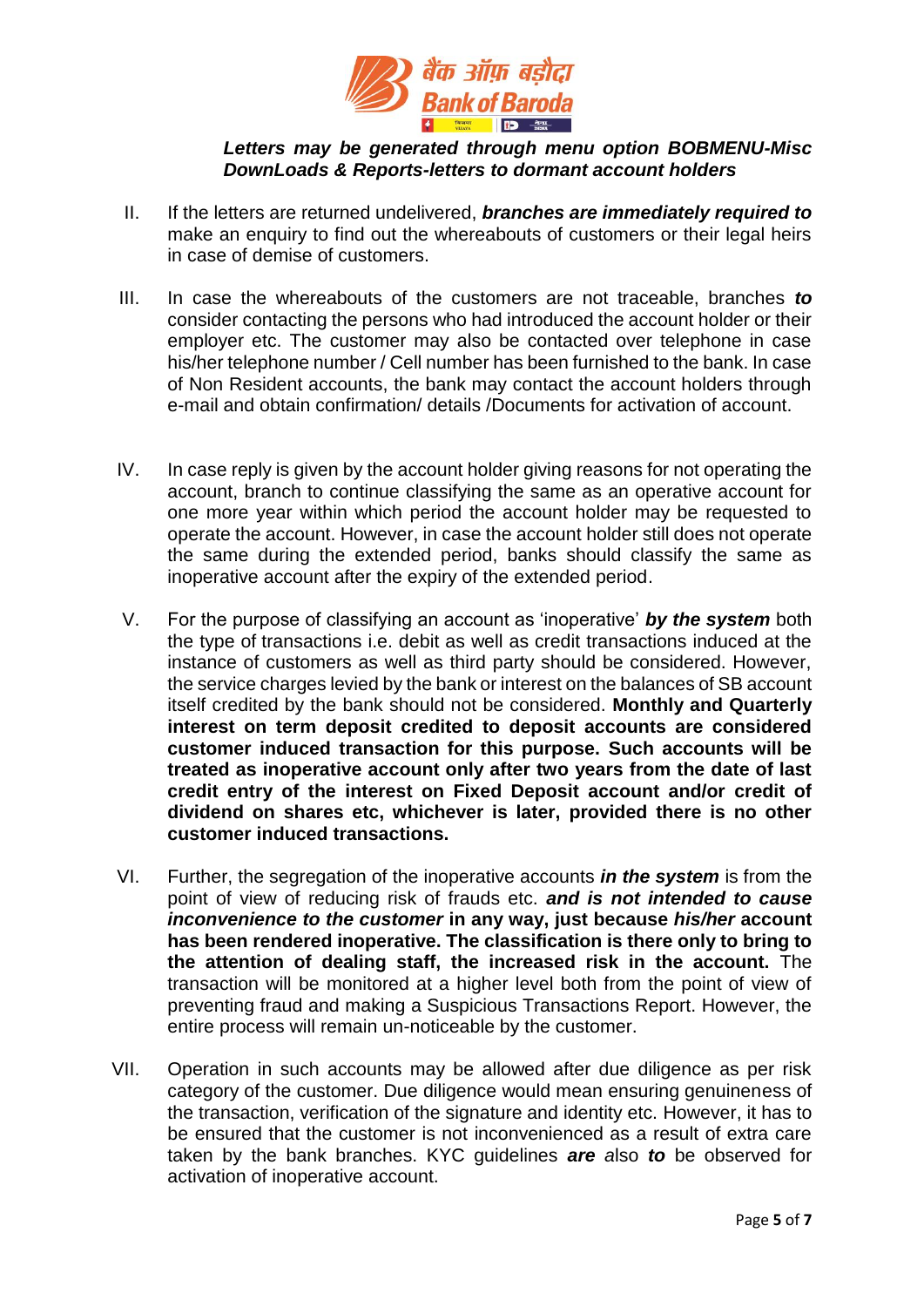***Letters may be generated through menu option BOBMENU-Misc DownLoads & Reports-letters to dormant account holders***

II. If the letters are returned undelivered, ***branches are immediately required to*** make an enquiry to find out the whereabouts of customers or their legal heirs in case of demise of customers.

III. In case the whereabouts of the customers are not traceable, branches ***to*** consider contacting the persons who had introduced the account holder or their employer etc. The customer may also be contacted over telephone in case his/her telephone number / Cell number has been furnished to the bank. In case of Non Resident accounts, the bank may contact the account holders through e-mail and obtain confirmation/ details /Documents for activation of account.

IV. In case reply is given by the account holder giving reasons for not operating the account, branch to continue classifying the same as an operative account for one more year within which period the account holder may be requested to operate the account. However, in case the account holder still does not operate the same during the extended period, banks should classify the same as inoperative account after the expiry of the extended period.

V. For the purpose of classifying an account as 'inoperative' ***by the system*** both the type of transactions i.e. debit as well as credit transactions induced at the instance of customers as well as third party should be considered. However, the service charges levied by the bank or interest on the balances of SB account itself credited by the bank should not be considered. **Monthly and Quarterly interest on term deposit credited to deposit accounts are considered customer induced transaction for this purpose. Such accounts will be treated as inoperative account only after two years from the date of last credit entry of the interest on Fixed Deposit account and/or credit of dividend on shares etc, whichever is later, provided there is no other customer induced transactions.**

VI. Further, the segregation of the inoperative accounts ***in the system*** is from the point of view of reducing risk of frauds etc. ***and is not intended to cause inconvenience to the customer*** **in any way, just because *his/her* account has been rendered inoperative. The classification is there only to bring to the attention of dealing staff, the increased risk in the account.** The transaction will be monitored at a higher level both from the point of view of preventing fraud and making a Suspicious Transactions Report. However, the entire process will remain un-noticeable by the customer.

VII. Operation in such accounts may be allowed after due diligence as per risk category of the customer. Due diligence would mean ensuring genuineness of the transaction, verification of the signature and identity etc. However, it has to be ensured that the customer is not inconvenienced as a result of extra care taken by the bank branches. KYC guidelines ***are*** also ***to*** be observed for activation of inoperative account.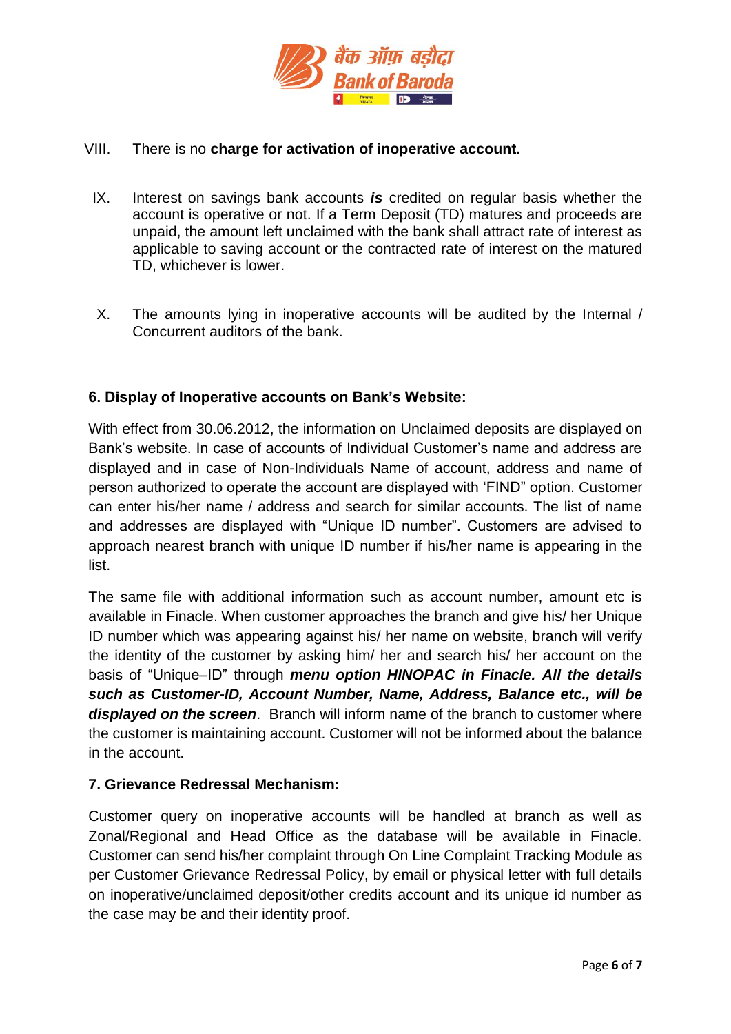VIII. There is no **charge for activation of inoperative account.**

IX. Interest on savings bank accounts ***is*** credited on regular basis whether the account is operative or not. If a Term Deposit (TD) matures and proceeds are unpaid, the amount left unclaimed with the bank shall attract rate of interest as applicable to saving account or the contracted rate of interest on the matured TD, whichever is lower.

X. The amounts lying in inoperative accounts will be audited by the Internal / Concurrent auditors of the bank.

**6. Display of Inoperative accounts on Bank's Website:**

With effect from 30.06.2012, the information on Unclaimed deposits are displayed on Bank's website. In case of accounts of Individual Customer's name and address are displayed and in case of Non-Individuals Name of account, address and name of person authorized to operate the account are displayed with 'FIND" option. Customer can enter his/her name / address and search for similar accounts. The list of name and addresses are displayed with "Unique ID number". Customers are advised to approach nearest branch with unique ID number if his/her name is appearing in the list.

The same file with additional information such as account number, amount etc is available in Finacle. When customer approaches the branch and give his/ her Unique ID number which was appearing against his/ her name on website, branch will verify the identity of the customer by asking him/ her and search his/ her account on the basis of "Unique–ID" through ***menu option HINOPAC in Finacle. All the details such as Customer-ID, Account Number, Name, Address, Balance etc., will be displayed on the screen***. Branch will inform name of the branch to customer where the customer is maintaining account. Customer will not be informed about the balance in the account.

**7. Grievance Redressal Mechanism:**

Customer query on inoperative accounts will be handled at branch as well as Zonal/Regional and Head Office as the database will be available in Finacle. Customer can send his/her complaint through On Line Complaint Tracking Module as per Customer Grievance Redressal Policy, by email or physical letter with full details on inoperative/unclaimed deposit/other credits account and its unique id number as the case may be and their identity proof.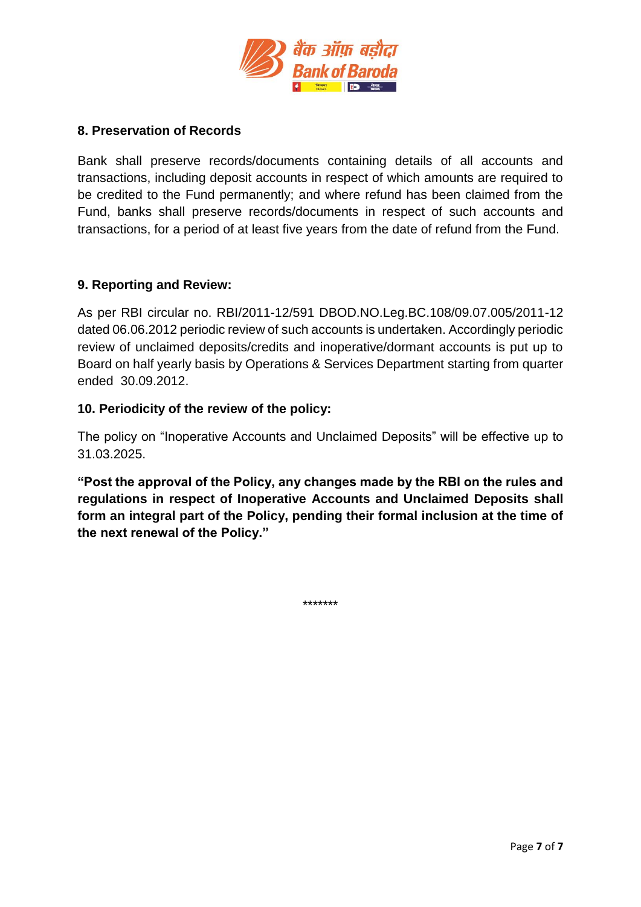## 8. Preservation of Records

Bank shall preserve records/documents containing details of all accounts and transactions, including deposit accounts in respect of which amounts are required to be credited to the Fund permanently; and where refund has been claimed from the Fund, banks shall preserve records/documents in respect of such accounts and transactions, for a period of at least five years from the date of refund from the Fund.

## 9. Reporting and Review:

As per RBI circular no. RBI/2011-12/591 DBOD.NO.Leg.BC.108/09.07.005/2011-12 dated 06.06.2012 periodic review of such accounts is undertaken. Accordingly periodic review of unclaimed deposits/credits and inoperative/dormant accounts is put up to Board on half yearly basis by Operations & Services Department starting from quarter ended 30.09.2012.

## 10. Periodicity of the review of the policy:

The policy on "Inoperative Accounts and Unclaimed Deposits" will be effective up to 31.03.2025.

**"Post the approval of the Policy, any changes made by the RBI on the rules and regulations in respect of Inoperative Accounts and Unclaimed Deposits shall form an integral part of the Policy, pending their formal inclusion at the time of the next renewal of the Policy."**

*******